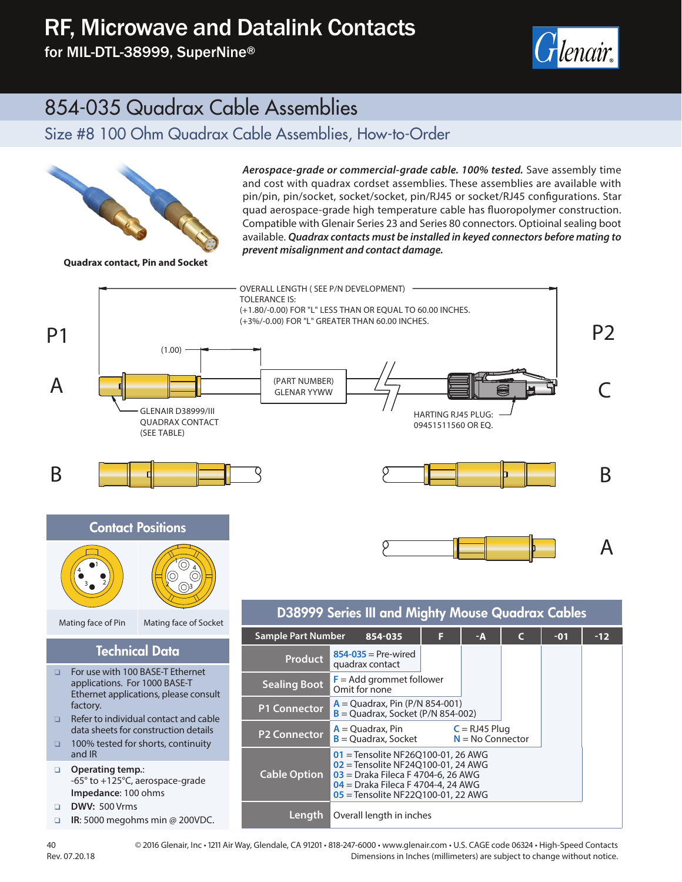# RF, Microwave and Datalink Contacts

for MIL-DTL-38999, SuperNine®

## 854-035 Quadrax Cable Assemblies

### Size #8 100 Ohm Quadrax Cable Assemblies, How-to-Order

Quadrax contact, Pin and Socket

***Aerospace-grade or commercial-grade cable. 100% tested.*** Save assembly time and cost with quadrax cordset assemblies. These assemblies are available with pin/pin, pin/socket, socket/socket, pin/RJ45 or socket/RJ45 configurations. Star quad aerospace-grade high temperature cable has fluoropolymer construction. Compatible with Glenair Series 23 and Series 80 connectors. Optioinal sealing boot available. ***Quadrax contacts must be installed in keyed connectors before mating to prevent misalignment and contact damage.***

P1

P2

OVERALL LENGTH ( SEE P/N DEVELOPMENT)
TOLERANCE IS:
(+1.80/-0.00) FOR "L" LESS THAN OR EQUAL TO 60.00 INCHES.
(+3%/-0.00) FOR "L" GREATER THAN 60.00 INCHES.

(1.00)

(PART NUMBER)
GLENAIR YYWW

A

C

B

B

A

GLENAIR D38999/III
QUADRAX CONTACT
(SEE TABLE)

HARTING RJ45 PLUG:
09451511560 OR EQ.

## Contact Positions

Mating face of Pin

Mating face of Socket

## Technical Data

- For use with 100 BASE-T Ethernet applications. For 1000 BASE-T Ethernet applications, please consult factory.
- Refer to individual contact and cable data sheets for construction details
- 100% tested for shorts, continuity and IR
- **Operating temp.**: -65° to +125°C, aerospace-grade
  **Impedance**: 100 ohms
- **DWV:** 500 Vrms
- **IR:** 5000 megohms min @ 200VDC.

## D38999 Series III and Mighty Mouse Quadrax Cables

| Sample Part Number | 854-035 | F | -A | C | -01 | -12 |
|---|---|---|---|---|---|---|
| Product | 854-035 = Pre-wired quadrax contact | | | | | |
| Sealing Boot | F = Add grommet follower<br>Omit for none | | | | | |
| P1 Connector | A = Quadrax, Pin (P/N 854-001)<br>B = Quadrax, Socket (P/N 854-002) | | | | | |
| P2 Connector | A = Quadrax, Pin<br>B = Quadrax, Socket<br>C = RJ45 Plug<br>N = No Connector | | | | | |
| Cable Option | 01 = Tensolite NF26Q100-01, 26 AWG<br>02 = Tensolite NF24Q100-01, 24 AWG<br>03 = Draka Fileca F 4704-6, 26 AWG<br>04 = Draka Fileca F 4704-4, 24 AWG<br>05 = Tensolite NF22Q100-01, 22 AWG | | | | | |
| Length | Overall length in inches | | | | | |

Rev. 07.20.18

© 2016 Glenair, Inc • 1211 Air Way, Glendale, CA 91201 • 818-247-6000 • www.glenair.com • U.S. CAGE code 06324 • High-Speed Contacts
Dimensions in Inches (millimeters) are subject to change without notice.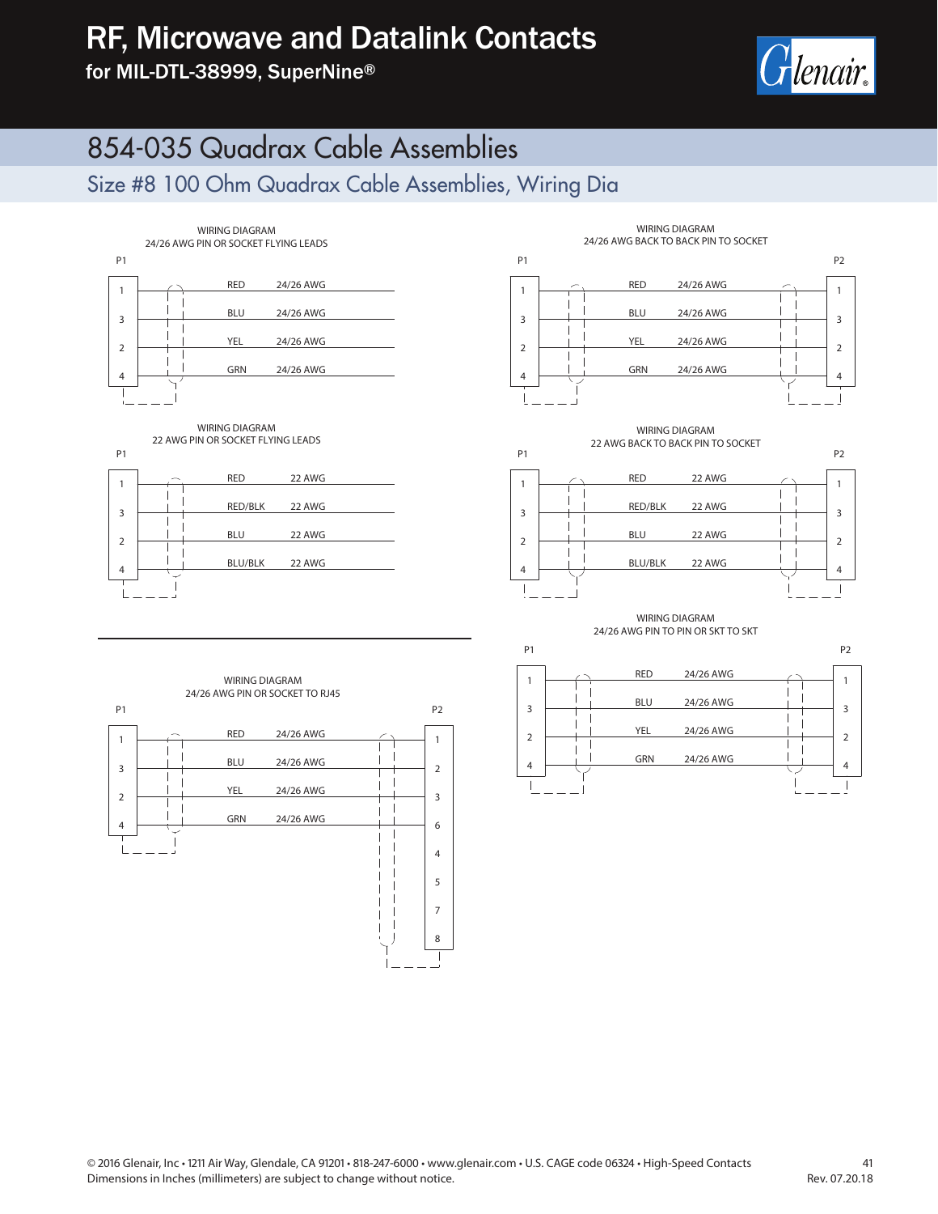# 854-035 Quadrax Cable Assemblies

## Size #8 100 Ohm Quadrax Cable Assemblies, Wiring Dia

WIRING DIAGRAM
24/26 AWG PIN OR SOCKET FLYING LEADS

P1

1 RED 24/26 AWG
3 BLU 24/26 AWG
2 YEL 24/26 AWG
4 GRN 24/26 AWG

WIRING DIAGRAM
24/26 AWG BACK TO BACK PIN TO SOCKET

P1 P2

1 RED 24/26 AWG 1
3 BLU 24/26 AWG 3
2 YEL 24/26 AWG 2
4 GRN 24/26 AWG 4

WIRING DIAGRAM
22 AWG PIN OR SOCKET FLYING LEADS

P1

1 RED 22 AWG
3 RED/BLK 22 AWG
2 BLU 22 AWG
4 BLU/BLK 22 AWG

WIRING DIAGRAM
22 AWG BACK TO BACK PIN TO SOCKET

P1 P2

1 RED 22 AWG 1
3 RED/BLK 22 AWG 3
2 BLU 22 AWG 2
4 BLU/BLK 22 AWG 4

WIRING DIAGRAM
24/26 AWG PIN TO PIN OR SKT TO SKT

P1 P2

1 RED 24/26 AWG 1
3 BLU 24/26 AWG 3
2 YEL 24/26 AWG 2
4 GRN 24/26 AWG 4

WIRING DIAGRAM
24/26 AWG PIN OR SOCKET TO RJ45

P1 P2

1 RED 24/26 AWG 1
3 BLU 24/26 AWG 2
2 YEL 24/26 AWG 3
4 GRN 24/26 AWG 6
4
5
7
8